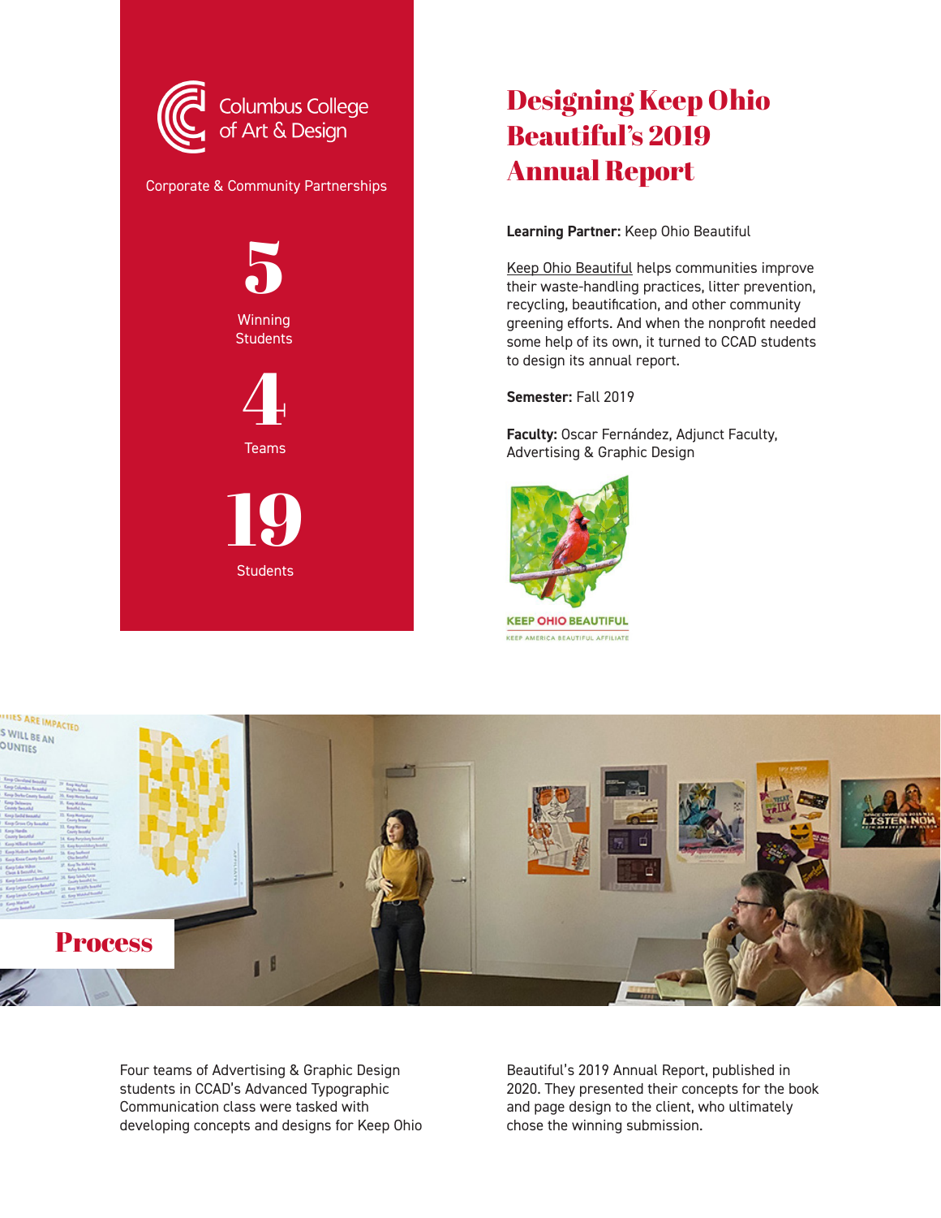Columbus College of Art & Design

Corporate & Community Partnerships

**5**
Winning Students

**4**
Teams

**19**
Students

# Designing Keep Ohio Beautiful's 2019 Annual Report

**Learning Partner:** Keep Ohio Beautiful

Keep Ohio Beautiful helps communities improve their waste-handling practices, litter prevention, recycling, beautification, and other community greening efforts. And when the nonprofit needed some help of its own, it turned to CCAD students to design its annual report.

**Semester:** Fall 2019

**Faculty:** Oscar Fernández, Adjunct Faculty, Advertising & Graphic Design

KEEP OHIO BEAUTIFUL
KEEP AMERICA BEAUTIFUL AFFILIATE

## Process

Four teams of Advertising & Graphic Design students in CCAD's Advanced Typographic Communication class were tasked with developing concepts and designs for Keep Ohio Beautiful's 2019 Annual Report, published in 2020. They presented their concepts for the book and page design to the client, who ultimately chose the winning submission.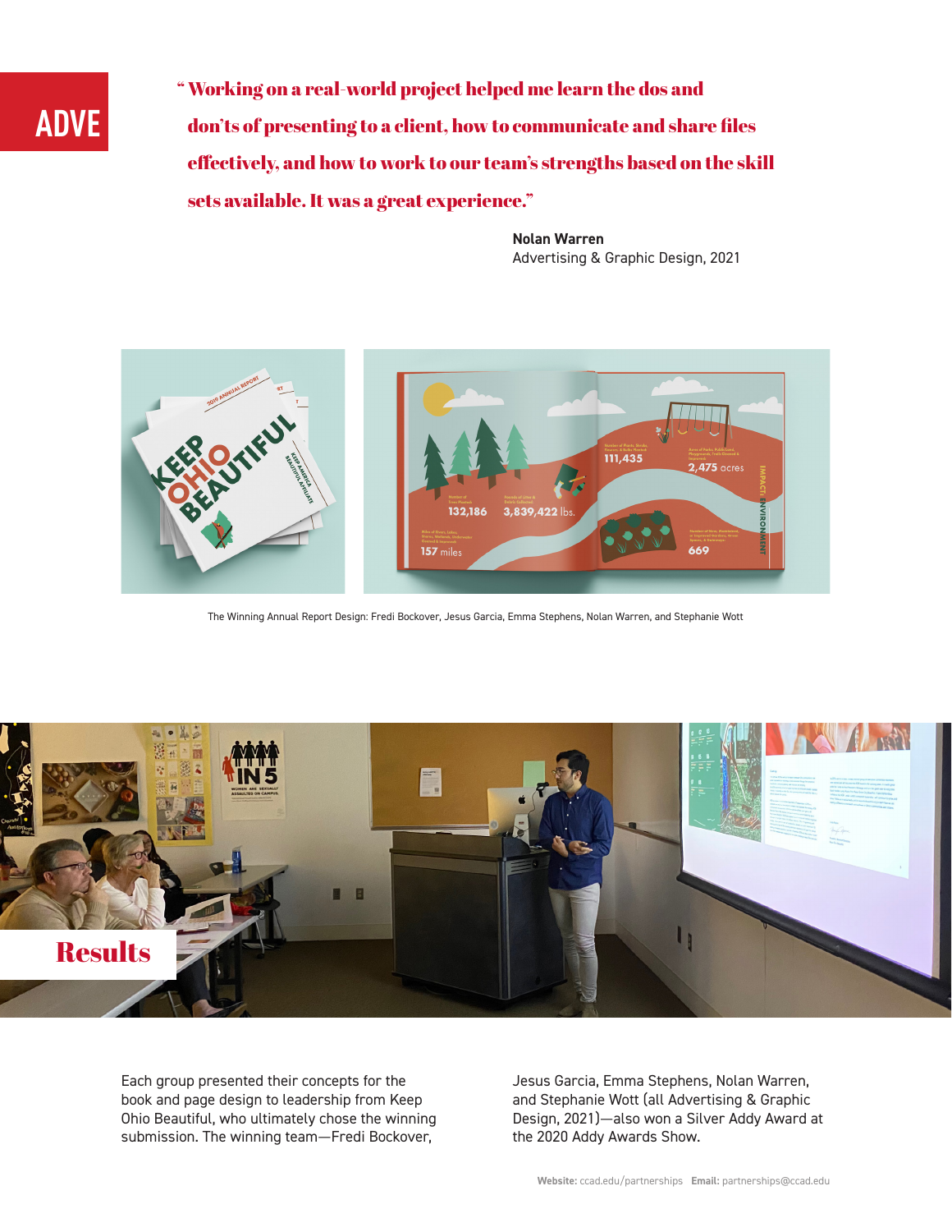> "Working on a real-world project helped me learn the dos and don'ts of presenting to a client, how to communicate and share files effectively, and how to work to our team's strengths based on the skill sets available. It was a great experience."

**Nolan Warren**
Advertising & Graphic Design, 2021

The Winning Annual Report Design: Fredi Bockover, Jesus Garcia, Emma Stephens, Nolan Warren, and Stephanie Wott

## Results

Each group presented their concepts for the book and page design to leadership from Keep Ohio Beautiful, who ultimately chose the winning submission. The winning team—Fredi Bockover, Jesus Garcia, Emma Stephens, Nolan Warren, and Stephanie Wott (all Advertising & Graphic Design, 2021)—also won a Silver Addy Award at the 2020 Addy Awards Show.

**Website:** ccad.edu/partnerships **Email:** partnerships@ccad.edu